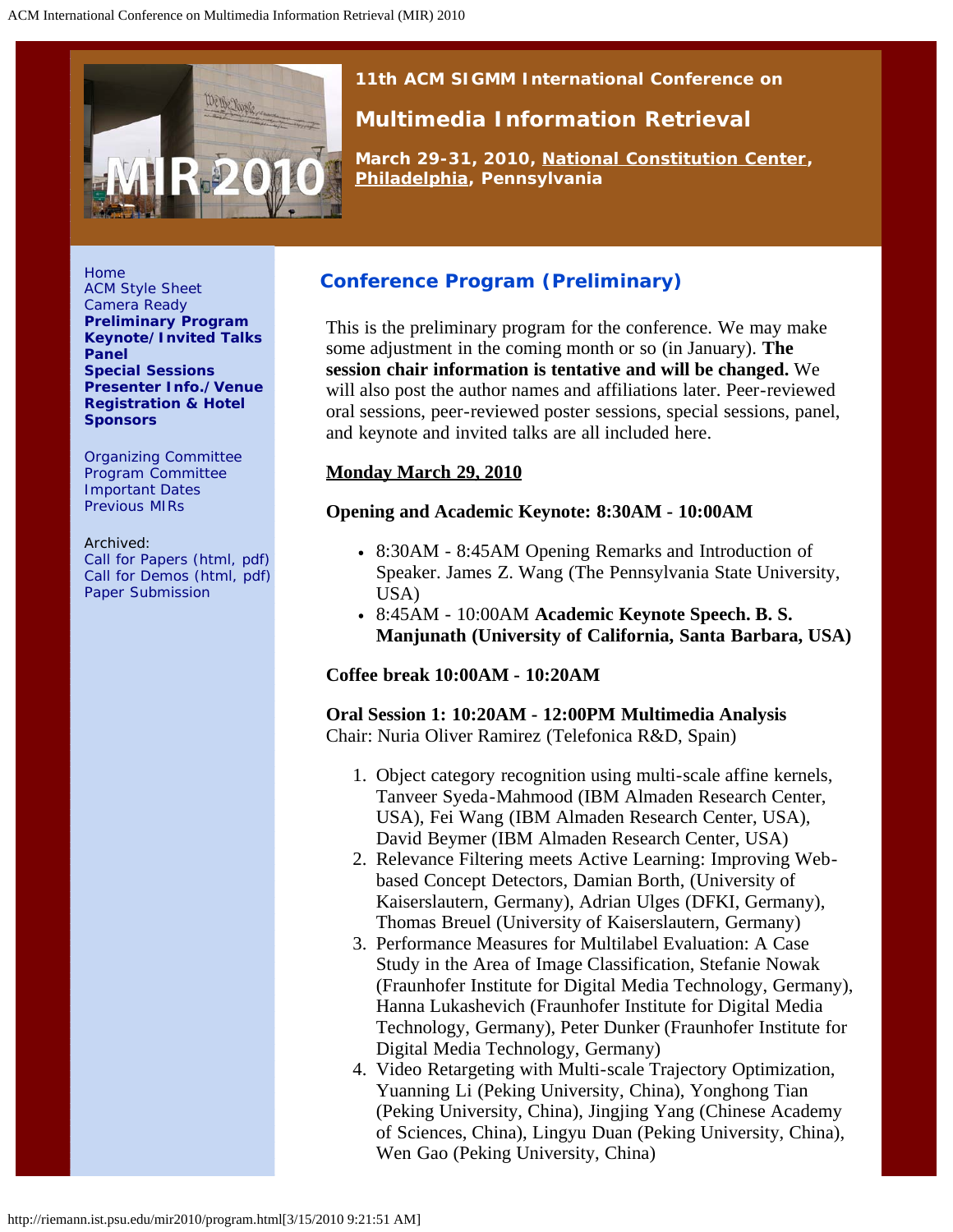11th ACM SIGMM International Conference on

# Multimedia Information Retrieval

March 29-31, 2010, National Constitution Center, Philadelphia, Pennsylvania

Home
ACM Style Sheet
Camera Ready
**Preliminary Program**
**Keynote/Invited Talks**
**Panel**
**Special Sessions**
**Presenter Info./Venue**
**Registration & Hotel**
**Sponsors**

Organizing Committee
Program Committee
Important Dates
Previous MIRs

Archived:
Call for Papers (html, pdf)
Call for Demos (html, pdf)
Paper Submission

## Conference Program (Preliminary)

This is the preliminary program for the conference. We may make some adjustment in the coming month or so (in January). **The session chair information is tentative and will be changed.** We will also post the author names and affiliations later. Peer-reviewed oral sessions, peer-reviewed poster sessions, special sessions, panel, and keynote and invited talks are all included here.

**Monday March 29, 2010**

**Opening and Academic Keynote: 8:30AM - 10:00AM**

- 8:30AM - 8:45AM Opening Remarks and Introduction of Speaker. James Z. Wang (The Pennsylvania State University, USA)
- 8:45AM - 10:00AM **Academic Keynote Speech. B. S. Manjunath (University of California, Santa Barbara, USA)**

**Coffee break 10:00AM - 10:20AM**

**Oral Session 1: 10:20AM - 12:00PM Multimedia Analysis**
Chair: Nuria Oliver Ramirez (Telefonica R&D, Spain)

1. Object category recognition using multi-scale affine kernels, Tanveer Syeda-Mahmood (IBM Almaden Research Center, USA), Fei Wang (IBM Almaden Research Center, USA), David Beymer (IBM Almaden Research Center, USA)
2. Relevance Filtering meets Active Learning: Improving Web-based Concept Detectors, Damian Borth, (University of Kaiserslautern, Germany), Adrian Ulges (DFKI, Germany), Thomas Breuel (University of Kaiserslautern, Germany)
3. Performance Measures for Multilabel Evaluation: A Case Study in the Area of Image Classification, Stefanie Nowak (Fraunhofer Institute for Digital Media Technology, Germany), Hanna Lukashevich (Fraunhofer Institute for Digital Media Technology, Germany), Peter Dunker (Fraunhofer Institute for Digital Media Technology, Germany)
4. Video Retargeting with Multi-scale Trajectory Optimization, Yuanning Li (Peking University, China), Yonghong Tian (Peking University, China), Jingjing Yang (Chinese Academy of Sciences, China), Lingyu Duan (Peking University, China), Wen Gao (Peking University, China)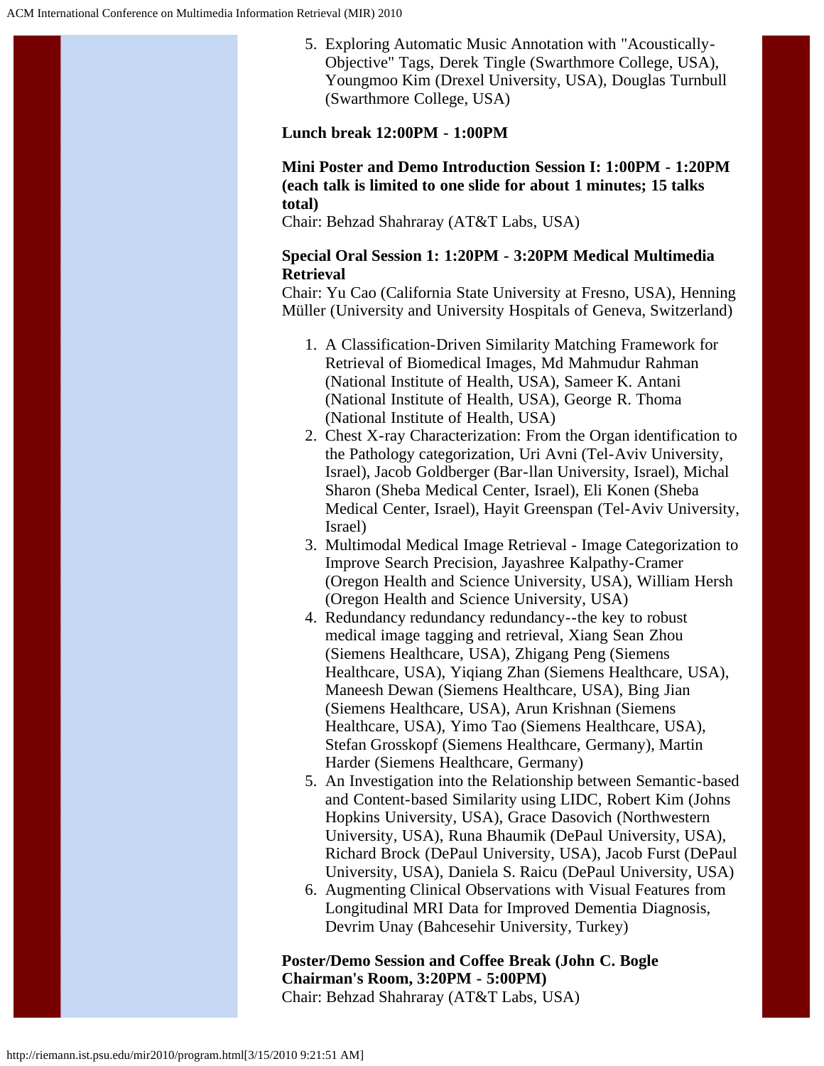5. Exploring Automatic Music Annotation with "Acoustically-Objective" Tags, Derek Tingle (Swarthmore College, USA), Youngmoo Kim (Drexel University, USA), Douglas Turnbull (Swarthmore College, USA)

**Lunch break 12:00PM - 1:00PM**

**Mini Poster and Demo Introduction Session I: 1:00PM - 1:20PM (each talk is limited to one slide for about 1 minutes; 15 talks total)**
Chair: Behzad Shahraray (AT&T Labs, USA)

**Special Oral Session 1: 1:20PM - 3:20PM Medical Multimedia Retrieval**
Chair: Yu Cao (California State University at Fresno, USA), Henning Müller (University and University Hospitals of Geneva, Switzerland)

1. A Classification-Driven Similarity Matching Framework for Retrieval of Biomedical Images, Md Mahmudur Rahman (National Institute of Health, USA), Sameer K. Antani (National Institute of Health, USA), George R. Thoma (National Institute of Health, USA)
2. Chest X-ray Characterization: From the Organ identification to the Pathology categorization, Uri Avni (Tel-Aviv University, Israel), Jacob Goldberger (Bar-llan University, Israel), Michal Sharon (Sheba Medical Center, Israel), Eli Konen (Sheba Medical Center, Israel), Hayit Greenspan (Tel-Aviv University, Israel)
3. Multimodal Medical Image Retrieval - Image Categorization to Improve Search Precision, Jayashree Kalpathy-Cramer (Oregon Health and Science University, USA), William Hersh (Oregon Health and Science University, USA)
4. Redundancy redundancy redundancy--the key to robust medical image tagging and retrieval, Xiang Sean Zhou (Siemens Healthcare, USA), Zhigang Peng (Siemens Healthcare, USA), Yiqiang Zhan (Siemens Healthcare, USA), Maneesh Dewan (Siemens Healthcare, USA), Bing Jian (Siemens Healthcare, USA), Arun Krishnan (Siemens Healthcare, USA), Yimo Tao (Siemens Healthcare, USA), Stefan Grosskopf (Siemens Healthcare, Germany), Martin Harder (Siemens Healthcare, Germany)
5. An Investigation into the Relationship between Semantic-based and Content-based Similarity using LIDC, Robert Kim (Johns Hopkins University, USA), Grace Dasovich (Northwestern University, USA), Runa Bhaumik (DePaul University, USA), Richard Brock (DePaul University, USA), Jacob Furst (DePaul University, USA), Daniela S. Raicu (DePaul University, USA)
6. Augmenting Clinical Observations with Visual Features from Longitudinal MRI Data for Improved Dementia Diagnosis, Devrim Unay (Bahcesehir University, Turkey)

**Poster/Demo Session and Coffee Break (John C. Bogle Chairman's Room, 3:20PM - 5:00PM)**
Chair: Behzad Shahraray (AT&T Labs, USA)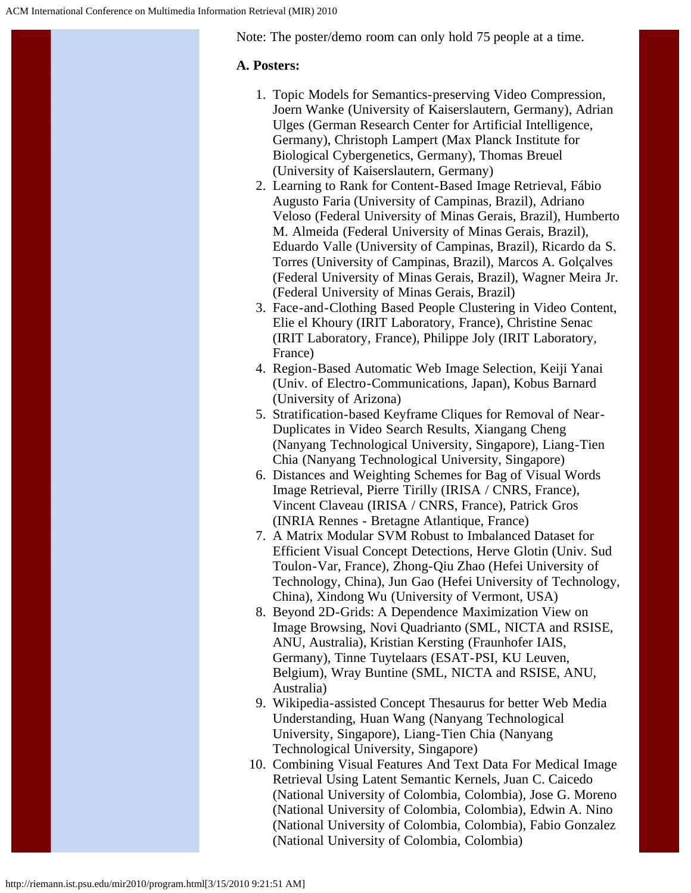Note: The poster/demo room can only hold 75 people at a time.

**A. Posters:**

1. Topic Models for Semantics-preserving Video Compression, Joern Wanke (University of Kaiserslautern, Germany), Adrian Ulges (German Research Center for Artificial Intelligence, Germany), Christoph Lampert (Max Planck Institute for Biological Cybergenetics, Germany), Thomas Breuel (University of Kaiserslautern, Germany)
2. Learning to Rank for Content-Based Image Retrieval, Fábio Augusto Faria (University of Campinas, Brazil), Adriano Veloso (Federal University of Minas Gerais, Brazil), Humberto M. Almeida (Federal University of Minas Gerais, Brazil), Eduardo Valle (University of Campinas, Brazil), Ricardo da S. Torres (University of Campinas, Brazil), Marcos A. Golçalves (Federal University of Minas Gerais, Brazil), Wagner Meira Jr. (Federal University of Minas Gerais, Brazil)
3. Face-and-Clothing Based People Clustering in Video Content, Elie el Khoury (IRIT Laboratory, France), Christine Senac (IRIT Laboratory, France), Philippe Joly (IRIT Laboratory, France)
4. Region-Based Automatic Web Image Selection, Keiji Yanai (Univ. of Electro-Communications, Japan), Kobus Barnard (University of Arizona)
5. Stratification-based Keyframe Cliques for Removal of Near-Duplicates in Video Search Results, Xiangang Cheng (Nanyang Technological University, Singapore), Liang-Tien Chia (Nanyang Technological University, Singapore)
6. Distances and Weighting Schemes for Bag of Visual Words Image Retrieval, Pierre Tirilly (IRISA / CNRS, France), Vincent Claveau (IRISA / CNRS, France), Patrick Gros (INRIA Rennes - Bretagne Atlantique, France)
7. A Matrix Modular SVM Robust to Imbalanced Dataset for Efficient Visual Concept Detections, Herve Glotin (Univ. Sud Toulon-Var, France), Zhong-Qiu Zhao (Hefei University of Technology, China), Jun Gao (Hefei University of Technology, China), Xindong Wu (University of Vermont, USA)
8. Beyond 2D-Grids: A Dependence Maximization View on Image Browsing, Novi Quadrianto (SML, NICTA and RSISE, ANU, Australia), Kristian Kersting (Fraunhofer IAIS, Germany), Tinne Tuytelaars (ESAT-PSI, KU Leuven, Belgium), Wray Buntine (SML, NICTA and RSISE, ANU, Australia)
9. Wikipedia-assisted Concept Thesaurus for better Web Media Understanding, Huan Wang (Nanyang Technological University, Singapore), Liang-Tien Chia (Nanyang Technological University, Singapore)
10. Combining Visual Features And Text Data For Medical Image Retrieval Using Latent Semantic Kernels, Juan C. Caicedo (National University of Colombia, Colombia), Jose G. Moreno (National University of Colombia, Colombia), Edwin A. Nino (National University of Colombia, Colombia), Fabio Gonzalez (National University of Colombia, Colombia)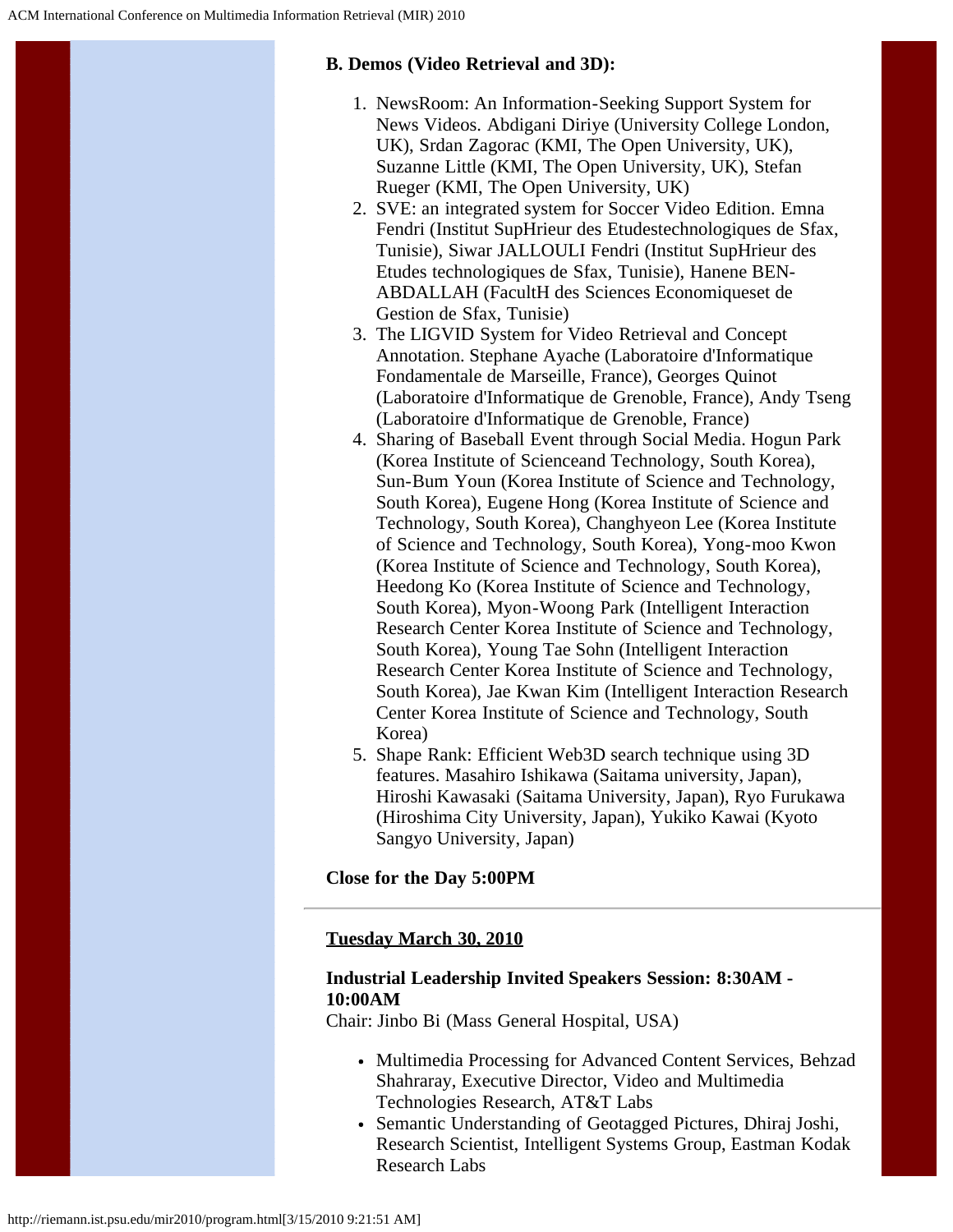**B. Demos (Video Retrieval and 3D):**

1. NewsRoom: An Information-Seeking Support System for News Videos. Abdigani Diriye (University College London, UK), Srdan Zagorac (KMI, The Open University, UK), Suzanne Little (KMI, The Open University, UK), Stefan Rueger (KMI, The Open University, UK)
2. SVE: an integrated system for Soccer Video Edition. Emna Fendri (Institut SupHrieur des Etudestechnologiques de Sfax, Tunisie), Siwar JALLOULI Fendri (Institut SupHrieur des Etudes technologiques de Sfax, Tunisie), Hanene BEN-ABDALLAH (FacultH des Sciences Economiqueset de Gestion de Sfax, Tunisie)
3. The LIGVID System for Video Retrieval and Concept Annotation. Stephane Ayache (Laboratoire d'Informatique Fondamentale de Marseille, France), Georges Quinot (Laboratoire d'Informatique de Grenoble, France), Andy Tseng (Laboratoire d'Informatique de Grenoble, France)
4. Sharing of Baseball Event through Social Media. Hogun Park (Korea Institute of Scienceand Technology, South Korea), Sun-Bum Youn (Korea Institute of Science and Technology, South Korea), Eugene Hong (Korea Institute of Science and Technology, South Korea), Changhyeon Lee (Korea Institute of Science and Technology, South Korea), Yong-moo Kwon (Korea Institute of Science and Technology, South Korea), Heedong Ko (Korea Institute of Science and Technology, South Korea), Myon-Woong Park (Intelligent Interaction Research Center Korea Institute of Science and Technology, South Korea), Young Tae Sohn (Intelligent Interaction Research Center Korea Institute of Science and Technology, South Korea), Jae Kwan Kim (Intelligent Interaction Research Center Korea Institute of Science and Technology, South Korea)
5. Shape Rank: Efficient Web3D search technique using 3D features. Masahiro Ishikawa (Saitama university, Japan), Hiroshi Kawasaki (Saitama University, Japan), Ryo Furukawa (Hiroshima City University, Japan), Yukiko Kawai (Kyoto Sangyo University, Japan)

**Close for the Day 5:00PM**

---

**Tuesday March 30, 2010**

**Industrial Leadership Invited Speakers Session: 8:30AM - 10:00AM**
Chair: Jinbo Bi (Mass General Hospital, USA)

- Multimedia Processing for Advanced Content Services, Behzad Shahraray, Executive Director, Video and Multimedia Technologies Research, AT&T Labs
- Semantic Understanding of Geotagged Pictures, Dhiraj Joshi, Research Scientist, Intelligent Systems Group, Eastman Kodak Research Labs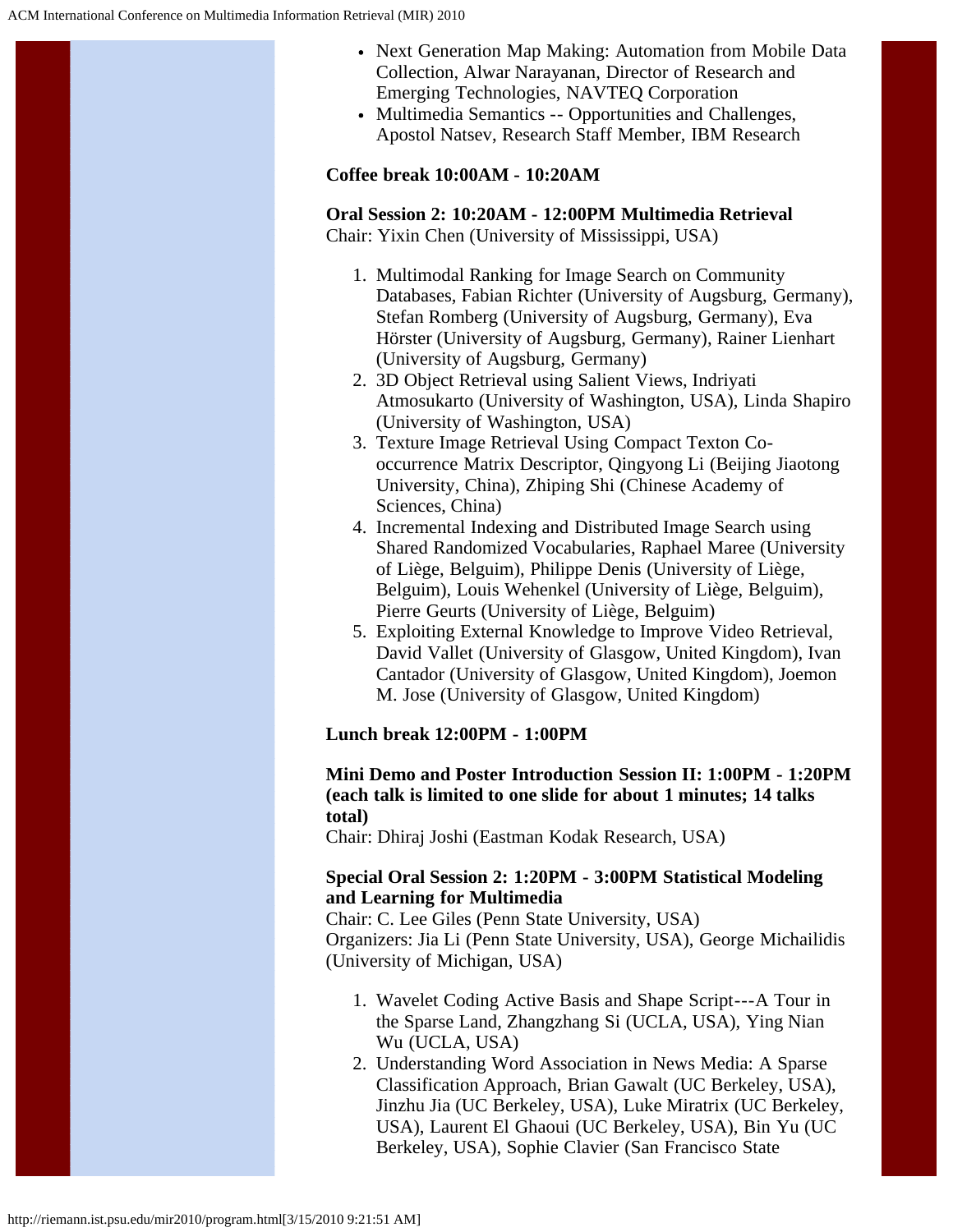- Next Generation Map Making: Automation from Mobile Data Collection, Alwar Narayanan, Director of Research and Emerging Technologies, NAVTEQ Corporation
- Multimedia Semantics -- Opportunities and Challenges, Apostol Natsev, Research Staff Member, IBM Research

**Coffee break 10:00AM - 10:20AM**

**Oral Session 2: 10:20AM - 12:00PM Multimedia Retrieval**
Chair: Yixin Chen (University of Mississippi, USA)

1. Multimodal Ranking for Image Search on Community Databases, Fabian Richter (University of Augsburg, Germany), Stefan Romberg (University of Augsburg, Germany), Eva Hörster (University of Augsburg, Germany), Rainer Lienhart (University of Augsburg, Germany)
2. 3D Object Retrieval using Salient Views, Indriyati Atmosukarto (University of Washington, USA), Linda Shapiro (University of Washington, USA)
3. Texture Image Retrieval Using Compact Texton Co-occurrence Matrix Descriptor, Qingyong Li (Beijing Jiaotong University, China), Zhiping Shi (Chinese Academy of Sciences, China)
4. Incremental Indexing and Distributed Image Search using Shared Randomized Vocabularies, Raphael Maree (University of Liège, Belguim), Philippe Denis (University of Liège, Belguim), Louis Wehenkel (University of Liège, Belguim), Pierre Geurts (University of Liège, Belguim)
5. Exploiting External Knowledge to Improve Video Retrieval, David Vallet (University of Glasgow, United Kingdom), Ivan Cantador (University of Glasgow, United Kingdom), Joemon M. Jose (University of Glasgow, United Kingdom)

**Lunch break 12:00PM - 1:00PM**

**Mini Demo and Poster Introduction Session II: 1:00PM - 1:20PM (each talk is limited to one slide for about 1 minutes; 14 talks total)**
Chair: Dhiraj Joshi (Eastman Kodak Research, USA)

**Special Oral Session 2: 1:20PM - 3:00PM Statistical Modeling and Learning for Multimedia**
Chair: C. Lee Giles (Penn State University, USA)
Organizers: Jia Li (Penn State University, USA), George Michailidis (University of Michigan, USA)

1. Wavelet Coding Active Basis and Shape Script---A Tour in the Sparse Land, Zhangzhang Si (UCLA, USA), Ying Nian Wu (UCLA, USA)
2. Understanding Word Association in News Media: A Sparse Classification Approach, Brian Gawalt (UC Berkeley, USA), Jinzhu Jia (UC Berkeley, USA), Luke Miratrix (UC Berkeley, USA), Laurent El Ghaoui (UC Berkeley, USA), Bin Yu (UC Berkeley, USA), Sophie Clavier (San Francisco State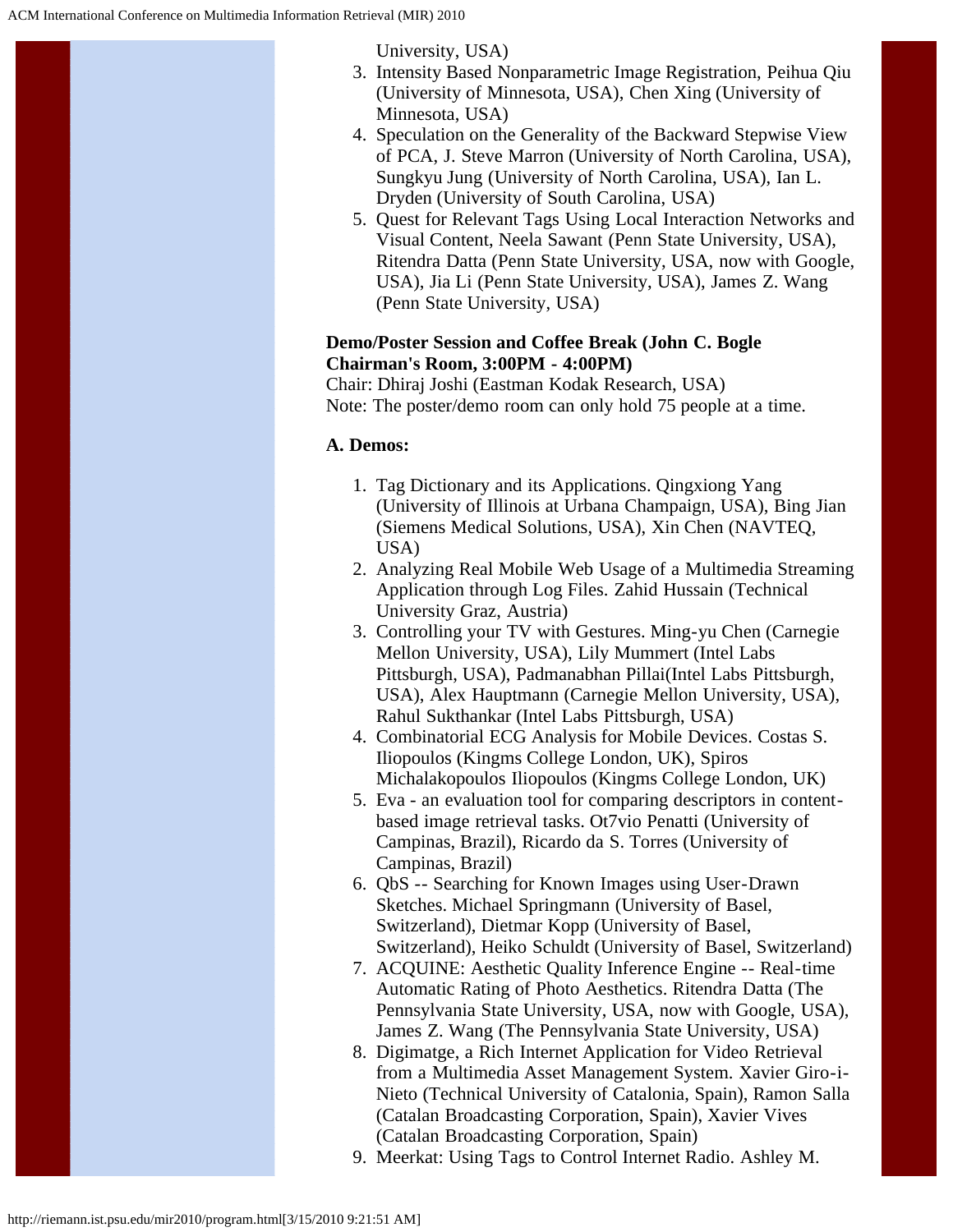University, USA)

3. Intensity Based Nonparametric Image Registration, Peihua Qiu (University of Minnesota, USA), Chen Xing (University of Minnesota, USA)
4. Speculation on the Generality of the Backward Stepwise View of PCA, J. Steve Marron (University of North Carolina, USA), Sungkyu Jung (University of North Carolina, USA), Ian L. Dryden (University of South Carolina, USA)
5. Quest for Relevant Tags Using Local Interaction Networks and Visual Content, Neela Sawant (Penn State University, USA), Ritendra Datta (Penn State University, USA, now with Google, USA), Jia Li (Penn State University, USA), James Z. Wang (Penn State University, USA)

**Demo/Poster Session and Coffee Break (John C. Bogle Chairman's Room, 3:00PM - 4:00PM)**
Chair: Dhiraj Joshi (Eastman Kodak Research, USA)
Note: The poster/demo room can only hold 75 people at a time.

**A. Demos:**

1. Tag Dictionary and its Applications. Qingxiong Yang (University of Illinois at Urbana Champaign, USA), Bing Jian (Siemens Medical Solutions, USA), Xin Chen (NAVTEQ, USA)
2. Analyzing Real Mobile Web Usage of a Multimedia Streaming Application through Log Files. Zahid Hussain (Technical University Graz, Austria)
3. Controlling your TV with Gestures. Ming-yu Chen (Carnegie Mellon University, USA), Lily Mummert (Intel Labs Pittsburgh, USA), Padmanabhan Pillai(Intel Labs Pittsburgh, USA), Alex Hauptmann (Carnegie Mellon University, USA), Rahul Sukthankar (Intel Labs Pittsburgh, USA)
4. Combinatorial ECG Analysis for Mobile Devices. Costas S. Iliopoulos (Kingms College London, UK), Spiros Michalakopoulos Iliopoulos (Kingms College London, UK)
5. Eva - an evaluation tool for comparing descriptors in content-based image retrieval tasks. Ot7vio Penatti (University of Campinas, Brazil), Ricardo da S. Torres (University of Campinas, Brazil)
6. QbS -- Searching for Known Images using User-Drawn Sketches. Michael Springmann (University of Basel, Switzerland), Dietmar Kopp (University of Basel, Switzerland), Heiko Schuldt (University of Basel, Switzerland)
7. ACQUINE: Aesthetic Quality Inference Engine -- Real-time Automatic Rating of Photo Aesthetics. Ritendra Datta (The Pennsylvania State University, USA, now with Google, USA), James Z. Wang (The Pennsylvania State University, USA)
8. Digimatge, a Rich Internet Application for Video Retrieval from a Multimedia Asset Management System. Xavier Giro-i-Nieto (Technical University of Catalonia, Spain), Ramon Salla (Catalan Broadcasting Corporation, Spain), Xavier Vives (Catalan Broadcasting Corporation, Spain)
9. Meerkat: Using Tags to Control Internet Radio. Ashley M.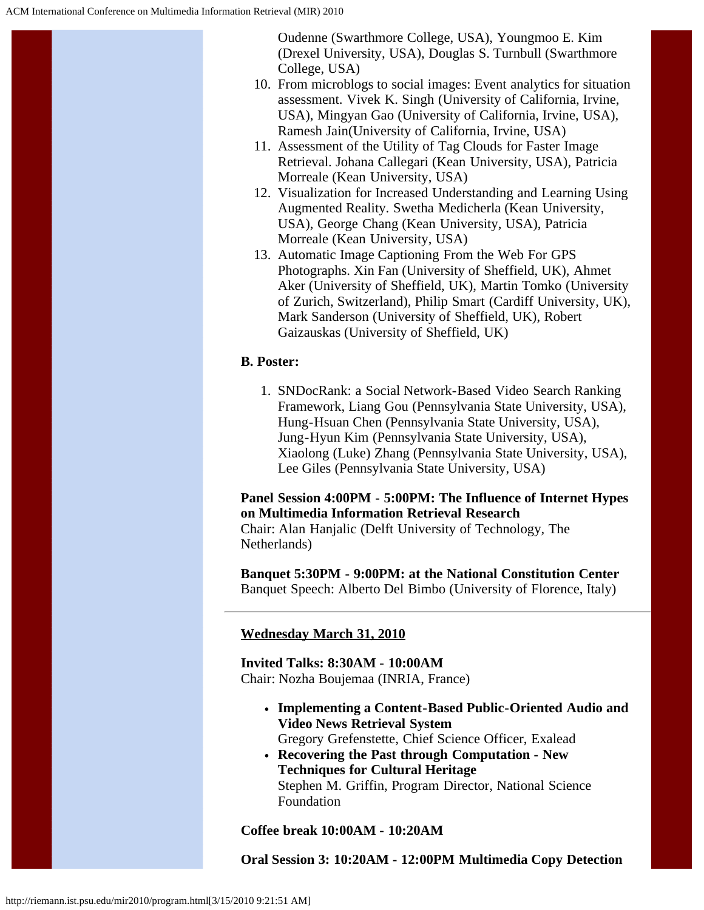Oudenne (Swarthmore College, USA), Youngmoo E. Kim (Drexel University, USA), Douglas S. Turnbull (Swarthmore College, USA)

10. From microblogs to social images: Event analytics for situation assessment. Vivek K. Singh (University of California, Irvine, USA), Mingyan Gao (University of California, Irvine, USA), Ramesh Jain(University of California, Irvine, USA)
11. Assessment of the Utility of Tag Clouds for Faster Image Retrieval. Johana Callegari (Kean University, USA), Patricia Morreale (Kean University, USA)
12. Visualization for Increased Understanding and Learning Using Augmented Reality. Swetha Medicherla (Kean University, USA), George Chang (Kean University, USA), Patricia Morreale (Kean University, USA)
13. Automatic Image Captioning From the Web For GPS Photographs. Xin Fan (University of Sheffield, UK), Ahmet Aker (University of Sheffield, UK), Martin Tomko (University of Zurich, Switzerland), Philip Smart (Cardiff University, UK), Mark Sanderson (University of Sheffield, UK), Robert Gaizauskas (University of Sheffield, UK)

**B. Poster:**

1. SNDocRank: a Social Network-Based Video Search Ranking Framework, Liang Gou (Pennsylvania State University, USA), Hung-Hsuan Chen (Pennsylvania State University, USA), Jung-Hyun Kim (Pennsylvania State University, USA), Xiaolong (Luke) Zhang (Pennsylvania State University, USA), Lee Giles (Pennsylvania State University, USA)

**Panel Session 4:00PM - 5:00PM: The Influence of Internet Hypes on Multimedia Information Retrieval Research**
Chair: Alan Hanjalic (Delft University of Technology, The Netherlands)

**Banquet 5:30PM - 9:00PM: at the National Constitution Center**
Banquet Speech: Alberto Del Bimbo (University of Florence, Italy)

---

**Wednesday March 31, 2010**

**Invited Talks: 8:30AM - 10:00AM**
Chair: Nozha Boujemaa (INRIA, France)

- **Implementing a Content-Based Public-Oriented Audio and Video News Retrieval System**
  Gregory Grefenstette, Chief Science Officer, Exalead
- **Recovering the Past through Computation - New Techniques for Cultural Heritage**
  Stephen M. Griffin, Program Director, National Science Foundation

**Coffee break 10:00AM - 10:20AM**

**Oral Session 3: 10:20AM - 12:00PM Multimedia Copy Detection**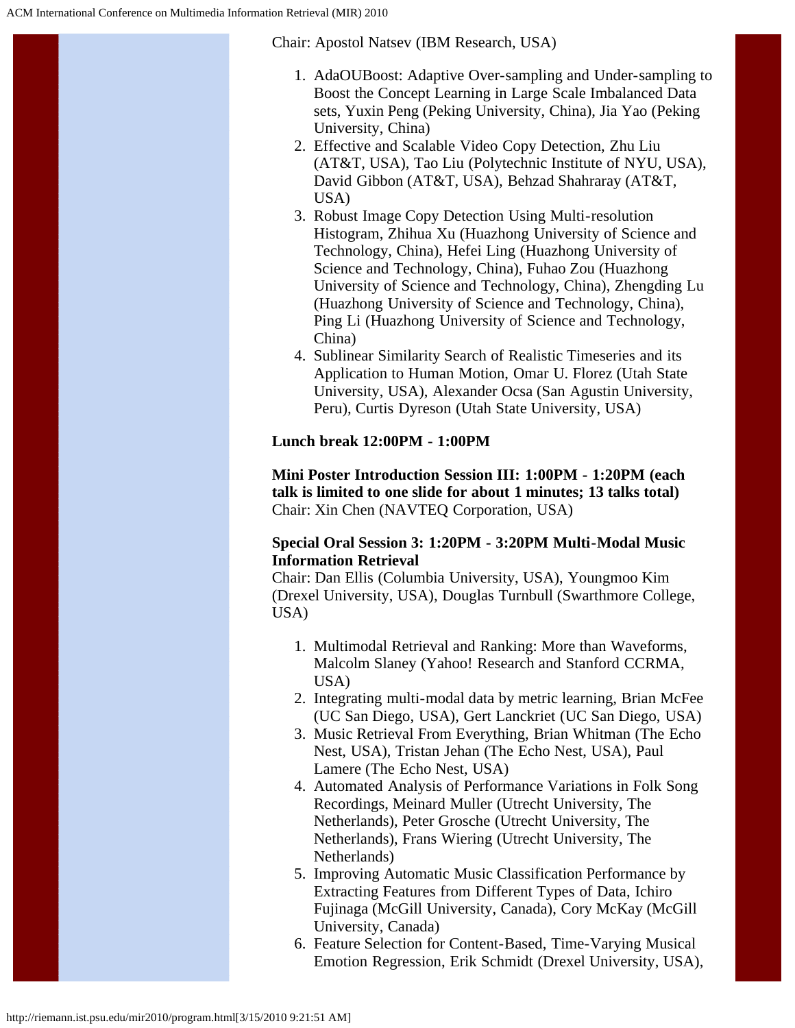Chair: Apostol Natsev (IBM Research, USA)

1. AdaOUBoost: Adaptive Over-sampling and Under-sampling to Boost the Concept Learning in Large Scale Imbalanced Data sets, Yuxin Peng (Peking University, China), Jia Yao (Peking University, China)
2. Effective and Scalable Video Copy Detection, Zhu Liu (AT&T, USA), Tao Liu (Polytechnic Institute of NYU, USA), David Gibbon (AT&T, USA), Behzad Shahraray (AT&T, USA)
3. Robust Image Copy Detection Using Multi-resolution Histogram, Zhihua Xu (Huazhong University of Science and Technology, China), Hefei Ling (Huazhong University of Science and Technology, China), Fuhao Zou (Huazhong University of Science and Technology, China), Zhengding Lu (Huazhong University of Science and Technology, China), Ping Li (Huazhong University of Science and Technology, China)
4. Sublinear Similarity Search of Realistic Timeseries and its Application to Human Motion, Omar U. Florez (Utah State University, USA), Alexander Ocsa (San Agustin University, Peru), Curtis Dyreson (Utah State University, USA)

**Lunch break 12:00PM - 1:00PM**

**Mini Poster Introduction Session III: 1:00PM - 1:20PM (each talk is limited to one slide for about 1 minutes; 13 talks total)**
Chair: Xin Chen (NAVTEQ Corporation, USA)

**Special Oral Session 3: 1:20PM - 3:20PM Multi-Modal Music Information Retrieval**
Chair: Dan Ellis (Columbia University, USA), Youngmoo Kim (Drexel University, USA), Douglas Turnbull (Swarthmore College, USA)

1. Multimodal Retrieval and Ranking: More than Waveforms, Malcolm Slaney (Yahoo! Research and Stanford CCRMA, USA)
2. Integrating multi-modal data by metric learning, Brian McFee (UC San Diego, USA), Gert Lanckriet (UC San Diego, USA)
3. Music Retrieval From Everything, Brian Whitman (The Echo Nest, USA), Tristan Jehan (The Echo Nest, USA), Paul Lamere (The Echo Nest, USA)
4. Automated Analysis of Performance Variations in Folk Song Recordings, Meinard Muller (Utrecht University, The Netherlands), Peter Grosche (Utrecht University, The Netherlands), Frans Wiering (Utrecht University, The Netherlands)
5. Improving Automatic Music Classification Performance by Extracting Features from Different Types of Data, Ichiro Fujinaga (McGill University, Canada), Cory McKay (McGill University, Canada)
6. Feature Selection for Content-Based, Time-Varying Musical Emotion Regression, Erik Schmidt (Drexel University, USA),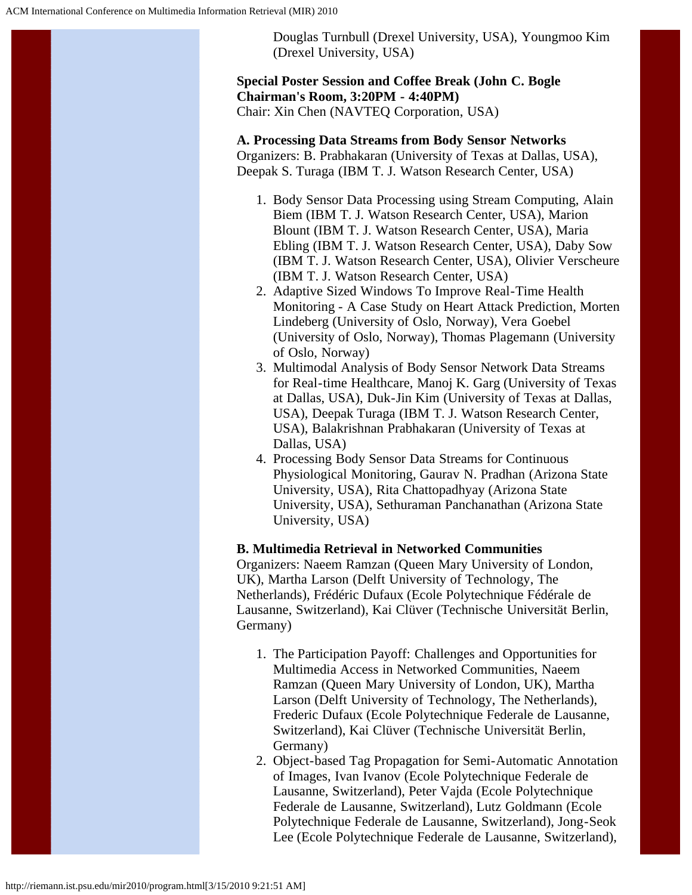Douglas Turnbull (Drexel University, USA), Youngmoo Kim (Drexel University, USA)

**Special Poster Session and Coffee Break (John C. Bogle Chairman's Room, 3:20PM - 4:40PM)**
Chair: Xin Chen (NAVTEQ Corporation, USA)

**A. Processing Data Streams from Body Sensor Networks**
Organizers: B. Prabhakaran (University of Texas at Dallas, USA), Deepak S. Turaga (IBM T. J. Watson Research Center, USA)

1. Body Sensor Data Processing using Stream Computing, Alain Biem (IBM T. J. Watson Research Center, USA), Marion Blount (IBM T. J. Watson Research Center, USA), Maria Ebling (IBM T. J. Watson Research Center, USA), Daby Sow (IBM T. J. Watson Research Center, USA), Olivier Verscheure (IBM T. J. Watson Research Center, USA)
2. Adaptive Sized Windows To Improve Real-Time Health Monitoring - A Case Study on Heart Attack Prediction, Morten Lindeberg (University of Oslo, Norway), Vera Goebel (University of Oslo, Norway), Thomas Plagemann (University of Oslo, Norway)
3. Multimodal Analysis of Body Sensor Network Data Streams for Real-time Healthcare, Manoj K. Garg (University of Texas at Dallas, USA), Duk-Jin Kim (University of Texas at Dallas, USA), Deepak Turaga (IBM T. J. Watson Research Center, USA), Balakrishnan Prabhakaran (University of Texas at Dallas, USA)
4. Processing Body Sensor Data Streams for Continuous Physiological Monitoring, Gaurav N. Pradhan (Arizona State University, USA), Rita Chattopadhyay (Arizona State University, USA), Sethuraman Panchanathan (Arizona State University, USA)

**B. Multimedia Retrieval in Networked Communities**
Organizers: Naeem Ramzan (Queen Mary University of London, UK), Martha Larson (Delft University of Technology, The Netherlands), Frédéric Dufaux (Ecole Polytechnique Fédérale de Lausanne, Switzerland), Kai Clüver (Technische Universität Berlin, Germany)

1. The Participation Payoff: Challenges and Opportunities for Multimedia Access in Networked Communities, Naeem Ramzan (Queen Mary University of London, UK), Martha Larson (Delft University of Technology, The Netherlands), Frederic Dufaux (Ecole Polytechnique Federale de Lausanne, Switzerland), Kai Clüver (Technische Universität Berlin, Germany)
2. Object-based Tag Propagation for Semi-Automatic Annotation of Images, Ivan Ivanov (Ecole Polytechnique Federale de Lausanne, Switzerland), Peter Vajda (Ecole Polytechnique Federale de Lausanne, Switzerland), Lutz Goldmann (Ecole Polytechnique Federale de Lausanne, Switzerland), Jong-Seok Lee (Ecole Polytechnique Federale de Lausanne, Switzerland),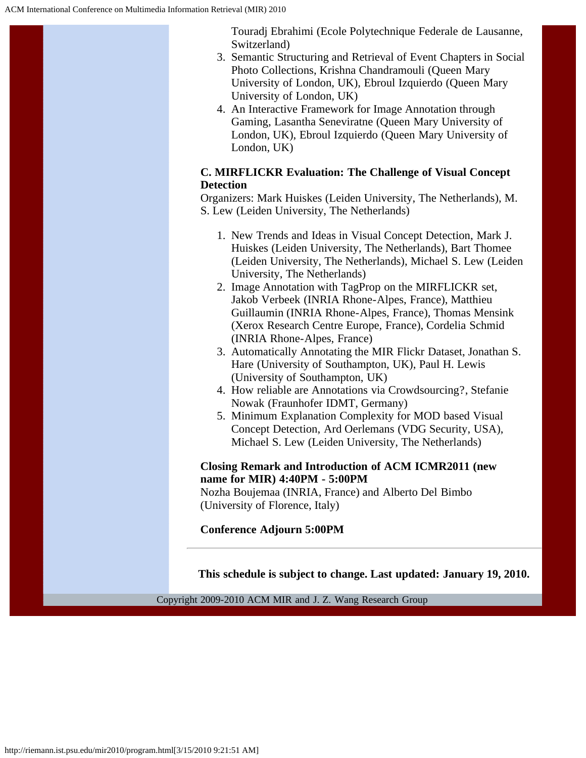Touradj Ebrahimi (Ecole Polytechnique Federale de Lausanne, Switzerland)

3. Semantic Structuring and Retrieval of Event Chapters in Social Photo Collections, Krishna Chandramouli (Queen Mary University of London, UK), Ebroul Izquierdo (Queen Mary University of London, UK)
4. An Interactive Framework for Image Annotation through Gaming, Lasantha Seneviratne (Queen Mary University of London, UK), Ebroul Izquierdo (Queen Mary University of London, UK)

**C. MIRFLICKR Evaluation: The Challenge of Visual Concept Detection**

Organizers: Mark Huiskes (Leiden University, The Netherlands), M. S. Lew (Leiden University, The Netherlands)

1. New Trends and Ideas in Visual Concept Detection, Mark J. Huiskes (Leiden University, The Netherlands), Bart Thomee (Leiden University, The Netherlands), Michael S. Lew (Leiden University, The Netherlands)
2. Image Annotation with TagProp on the MIRFLICKR set, Jakob Verbeek (INRIA Rhone-Alpes, France), Matthieu Guillaumin (INRIA Rhone-Alpes, France), Thomas Mensink (Xerox Research Centre Europe, France), Cordelia Schmid (INRIA Rhone-Alpes, France)
3. Automatically Annotating the MIR Flickr Dataset, Jonathan S. Hare (University of Southampton, UK), Paul H. Lewis (University of Southampton, UK)
4. How reliable are Annotations via Crowdsourcing?, Stefanie Nowak (Fraunhofer IDMT, Germany)
5. Minimum Explanation Complexity for MOD based Visual Concept Detection, Ard Oerlemans (VDG Security, USA), Michael S. Lew (Leiden University, The Netherlands)

**Closing Remark and Introduction of ACM ICMR2011 (new name for MIR) 4:40PM - 5:00PM**

Nozha Boujemaa (INRIA, France) and Alberto Del Bimbo (University of Florence, Italy)

**Conference Adjourn 5:00PM**

---

**This schedule is subject to change. Last updated: January 19, 2010.**

Copyright 2009-2010 ACM MIR and J. Z. Wang Research Group